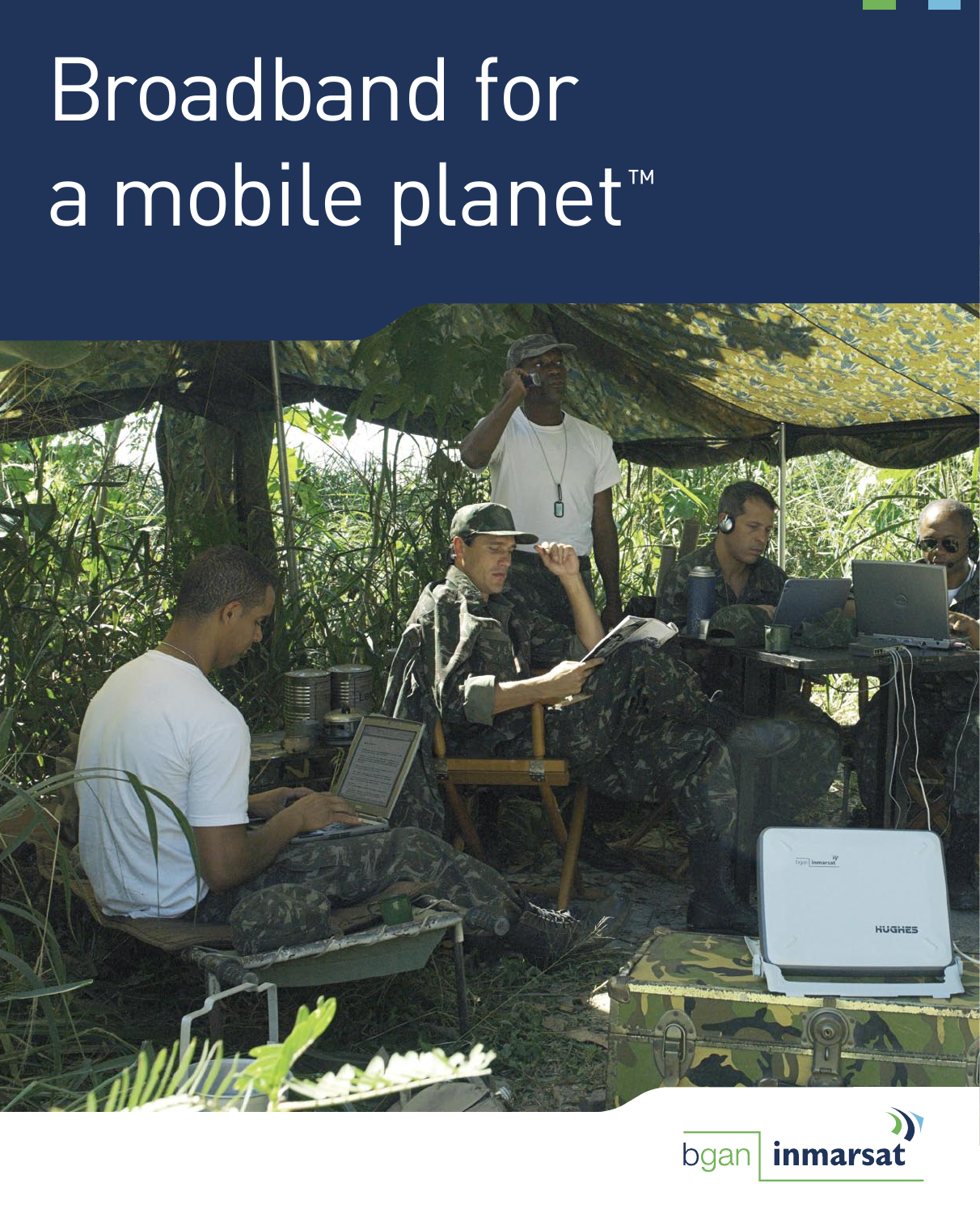# Broadband for a mobile planet™

bgan | inmarsat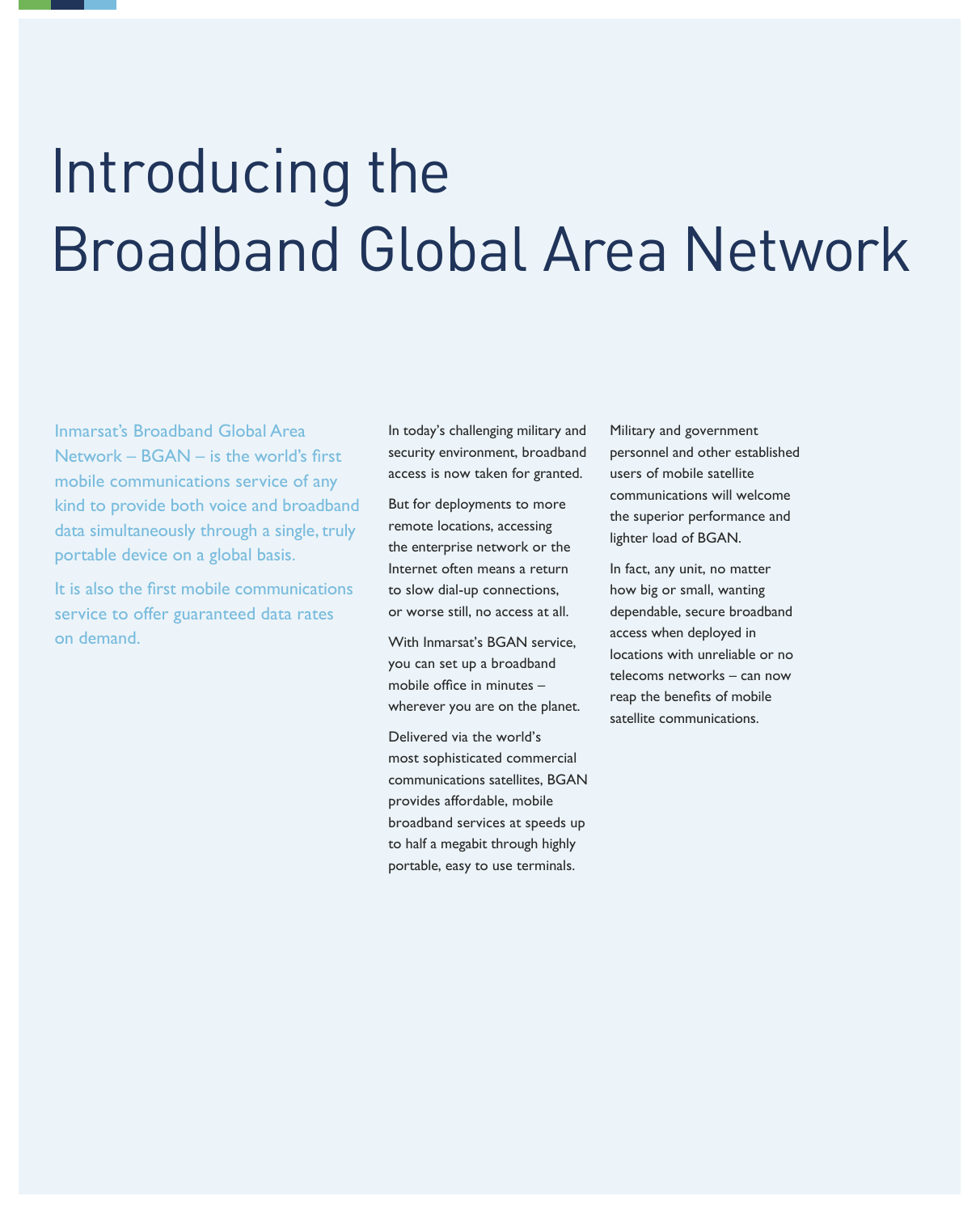# Introducing the Broadband Global Area Network

Inmarsat's Broadband Global Area Network – BGAN – is the world's first mobile communications service of any kind to provide both voice and broadband data simultaneously through a single, truly portable device on a global basis.

It is also the first mobile communications service to offer guaranteed data rates on demand.

In today's challenging military and security environment, broadband access is now taken for granted.

But for deployments to more remote locations, accessing the enterprise network or the Internet often means a return to slow dial-up connections, or worse still, no access at all.

With Inmarsat's BGAN service, you can set up a broadband mobile office in minutes – wherever you are on the planet.

Delivered via the world's most sophisticated commercial communications satellites, BGAN provides affordable, mobile broadband services at speeds up to half a megabit through highly portable, easy to use terminals.

Military and government personnel and other established users of mobile satellite communications will welcome the superior performance and lighter load of BGAN.

In fact, any unit, no matter how big or small, wanting dependable, secure broadband access when deployed in locations with unreliable or no telecoms networks – can now reap the benefits of mobile satellite communications.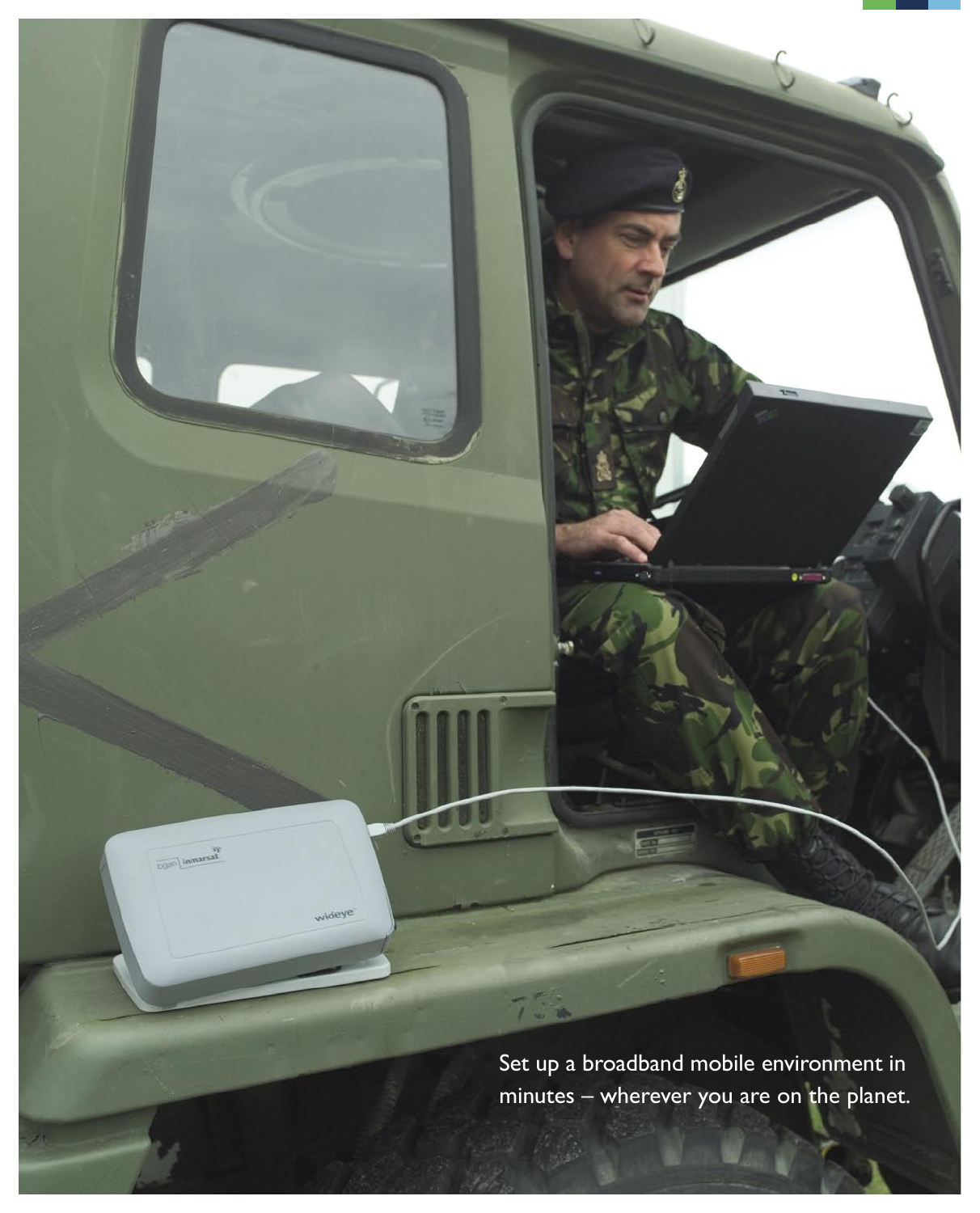Set up a broadband mobile environment in minutes – wherever you are on the planet.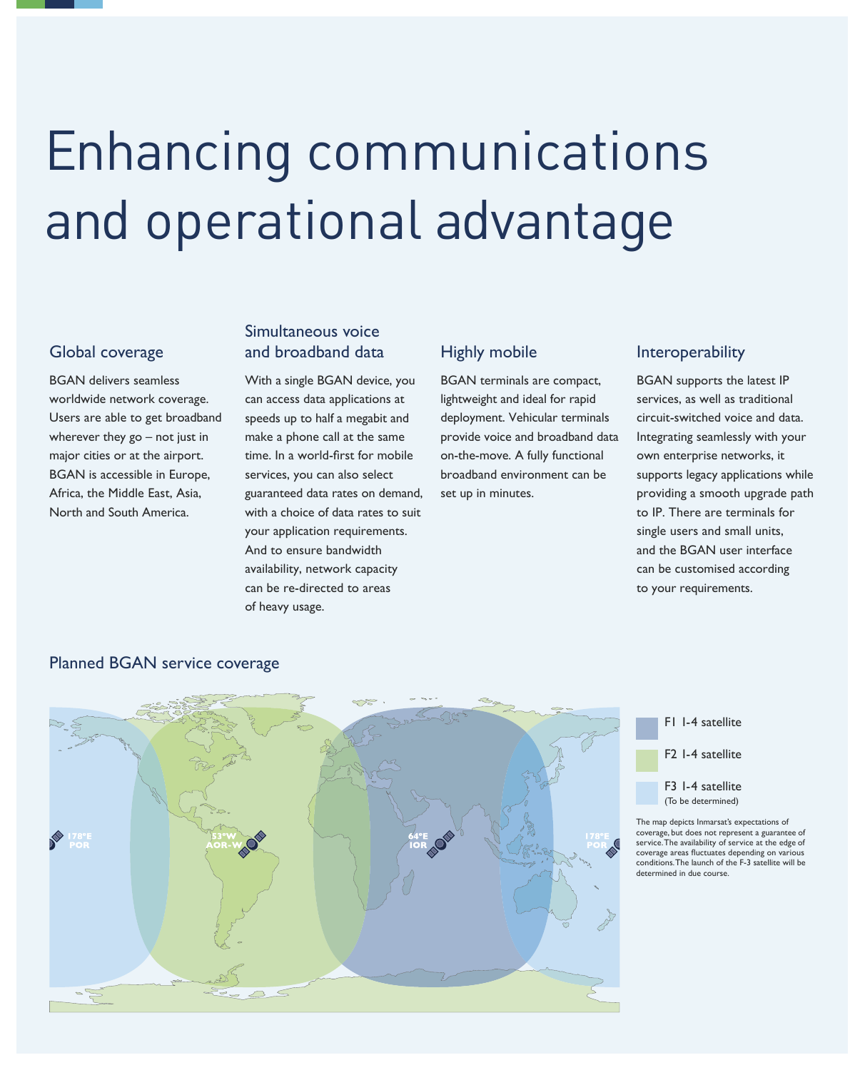# Enhancing communications and operational advantage

## Global coverage

BGAN delivers seamless worldwide network coverage. Users are able to get broadband wherever they go – not just in major cities or at the airport. BGAN is accessible in Europe, Africa, the Middle East, Asia, North and South America.

## Simultaneous voice and broadband data

With a single BGAN device, you can access data applications at speeds up to half a megabit and make a phone call at the same time. In a world-first for mobile services, you can also select guaranteed data rates on demand, with a choice of data rates to suit your application requirements. And to ensure bandwidth availability, network capacity can be re-directed to areas of heavy usage.

## Highly mobile

BGAN terminals are compact, lightweight and ideal for rapid deployment. Vehicular terminals provide voice and broadband data on-the-move. A fully functional broadband environment can be set up in minutes.

## Interoperability

BGAN supports the latest IP services, as well as traditional circuit-switched voice and data. Integrating seamlessly with your own enterprise networks, it supports legacy applications while providing a smooth upgrade path to IP. There are terminals for single users and small units, and the BGAN user interface can be customised according to your requirements.

## Planned BGAN service coverage

178°E POR

53°W AOR-W

64°E IOR

178°E POR

- F1 I-4 satellite
- F2 I-4 satellite
- F3 I-4 satellite (To be determined)

The map depicts Inmarsat's expectations of coverage, but does not represent a guarantee of service. The availability of service at the edge of coverage areas fluctuates depending on various conditions. The launch of the F-3 satellite will be determined in due course.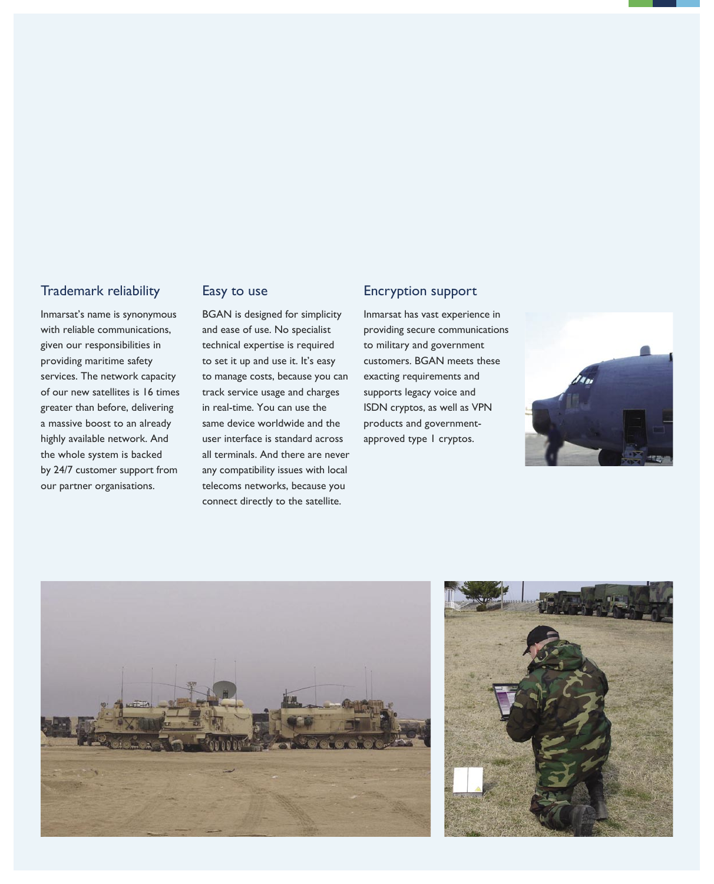## Trademark reliability

Inmarsat's name is synonymous with reliable communications, given our responsibilities in providing maritime safety services. The network capacity of our new satellites is 16 times greater than before, delivering a massive boost to an already highly available network. And the whole system is backed by 24/7 customer support from our partner organisations.

## Easy to use

BGAN is designed for simplicity and ease of use. No specialist technical expertise is required to set it up and use it. It's easy to manage costs, because you can track service usage and charges in real-time. You can use the same device worldwide and the user interface is standard across all terminals. And there are never any compatibility issues with local telecoms networks, because you connect directly to the satellite.

## Encryption support

Inmarsat has vast experience in providing secure communications to military and government customers. BGAN meets these exacting requirements and supports legacy voice and ISDN cryptos, as well as VPN products and government-approved type 1 cryptos.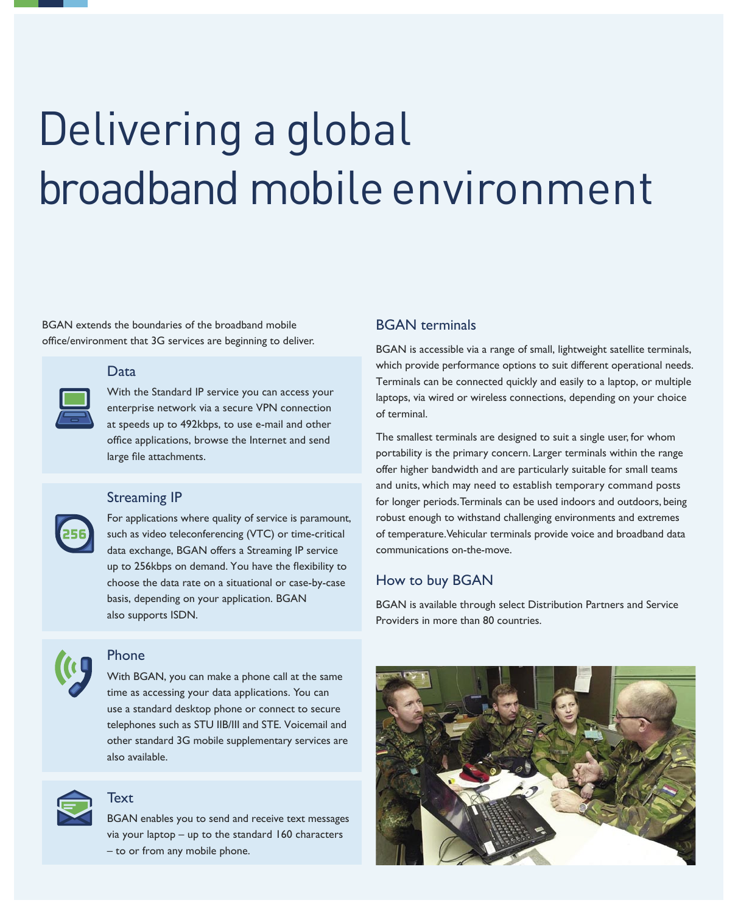# Delivering a global broadband mobile environment

BGAN extends the boundaries of the broadband mobile office/environment that 3G services are beginning to deliver.

### Data

With the Standard IP service you can access your enterprise network via a secure VPN connection at speeds up to 492kbps, to use e-mail and other office applications, browse the Internet and send large file attachments.

### Streaming IP

For applications where quality of service is paramount, such as video teleconferencing (VTC) or time-critical data exchange, BGAN offers a Streaming IP service up to 256kbps on demand. You have the flexibility to choose the data rate on a situational or case-by-case basis, depending on your application. BGAN also supports ISDN.

### Phone

With BGAN, you can make a phone call at the same time as accessing your data applications. You can use a standard desktop phone or connect to secure telephones such as STU IIB/III and STE. Voicemail and other standard 3G mobile supplementary services are also available.

### Text

BGAN enables you to send and receive text messages via your laptop – up to the standard 160 characters – to or from any mobile phone.

## BGAN terminals

BGAN is accessible via a range of small, lightweight satellite terminals, which provide performance options to suit different operational needs. Terminals can be connected quickly and easily to a laptop, or multiple laptops, via wired or wireless connections, depending on your choice of terminal.

The smallest terminals are designed to suit a single user, for whom portability is the primary concern. Larger terminals within the range offer higher bandwidth and are particularly suitable for small teams and units, which may need to establish temporary command posts for longer periods. Terminals can be used indoors and outdoors, being robust enough to withstand challenging environments and extremes of temperature. Vehicular terminals provide voice and broadband data communications on-the-move.

## How to buy BGAN

BGAN is available through select Distribution Partners and Service Providers in more than 80 countries.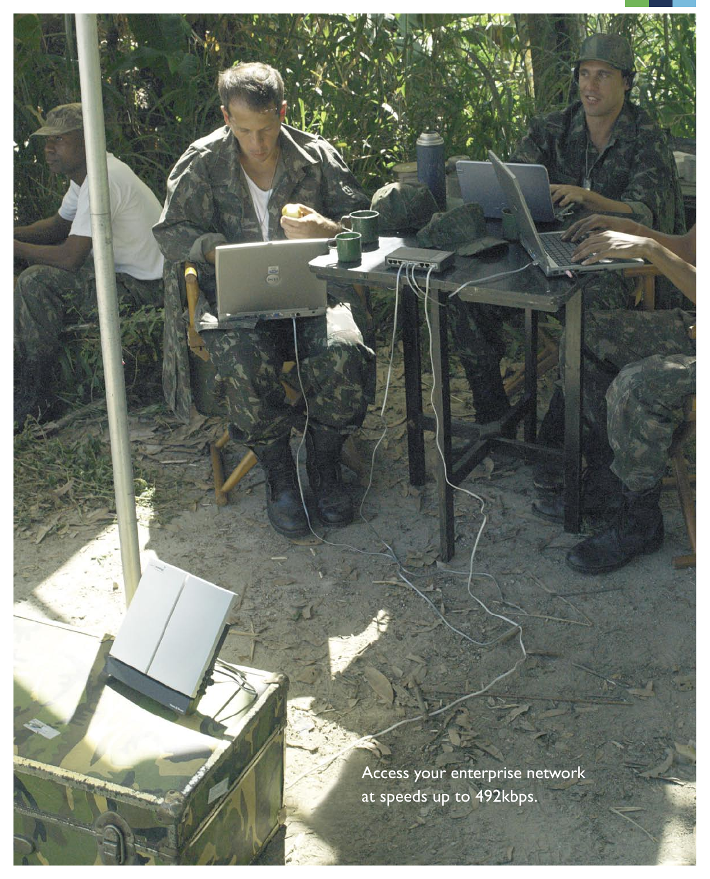Access your enterprise network at speeds up to 492kbps.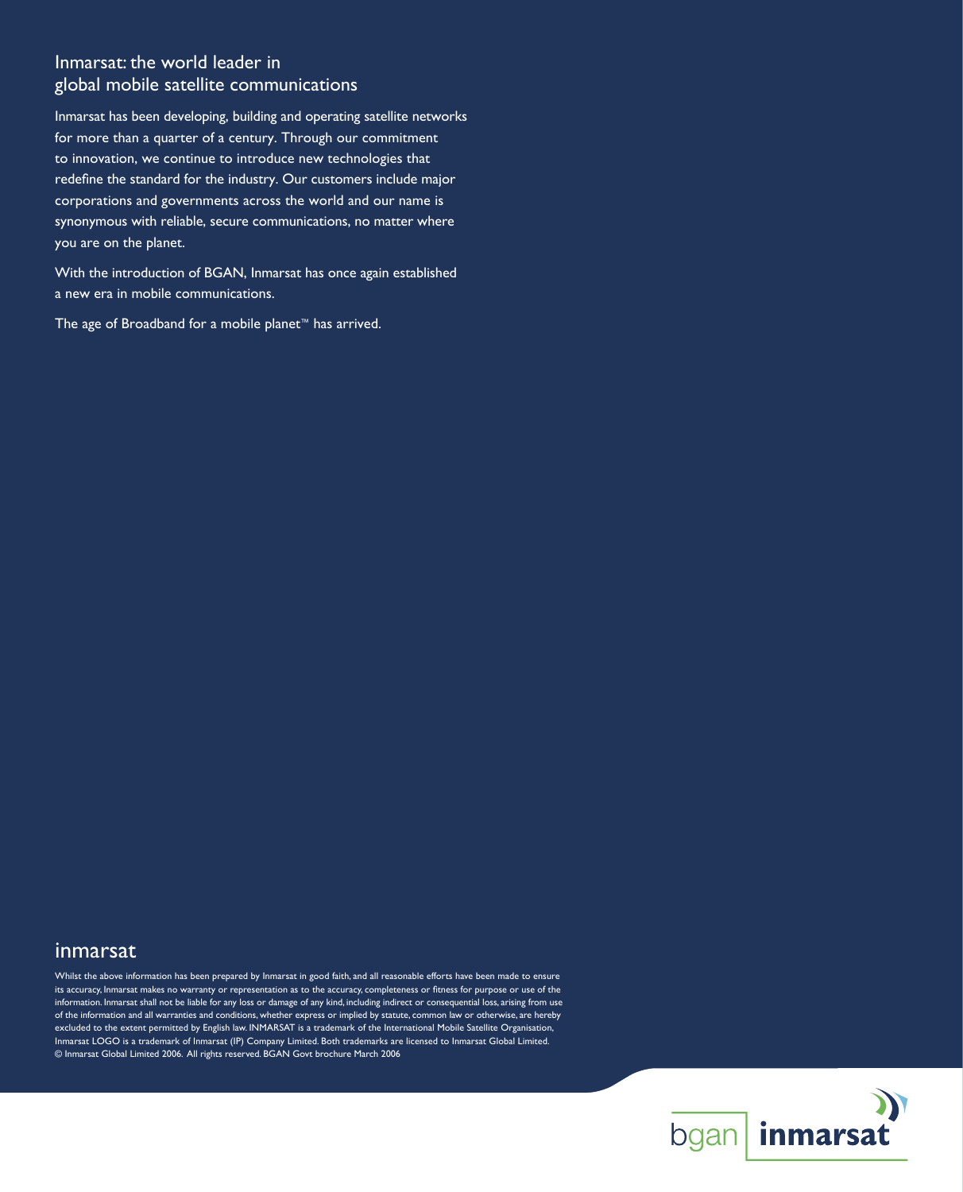## Inmarsat: the world leader in global mobile satellite communications

Inmarsat has been developing, building and operating satellite networks for more than a quarter of a century. Through our commitment to innovation, we continue to introduce new technologies that redefine the standard for the industry. Our customers include major corporations and governments across the world and our name is synonymous with reliable, secure communications, no matter where you are on the planet.

With the introduction of BGAN, Inmarsat has once again established a new era in mobile communications.

The age of Broadband for a mobile planet™ has arrived.

inmarsat

Whilst the above information has been prepared by Inmarsat in good faith, and all reasonable efforts have been made to ensure its accuracy, Inmarsat makes no warranty or representation as to the accuracy, completeness or fitness for purpose or use of the information. Inmarsat shall not be liable for any loss or damage of any kind, including indirect or consequential loss, arising from use of the information and all warranties and conditions, whether express or implied by statute, common law or otherwise, are hereby excluded to the extent permitted by English law. INMARSAT is a trademark of the International Mobile Satellite Organisation, Inmarsat LOGO is a trademark of Inmarsat (IP) Company Limited. Both trademarks are licensed to Inmarsat Global Limited. © Inmarsat Global Limited 2006. All rights reserved. BGAN Govt brochure March 2006

bgan inmarsat